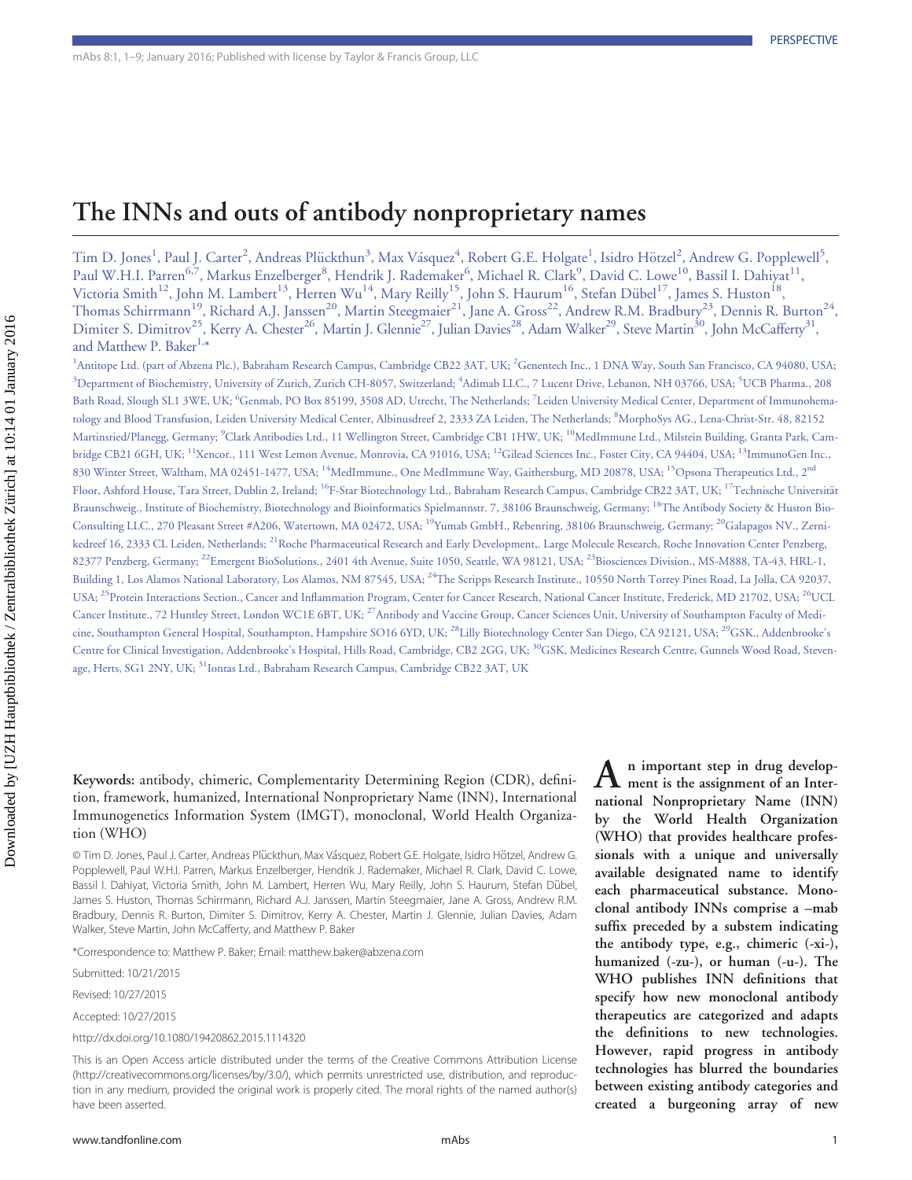PERSPECTIVE

# The INNs and outs of antibody nonproprietary names

Tim D. Jones[1], Paul J. Carter[2], Andreas Plückthun[3], Max Vásquez[4], Robert G.E. Holgate[1], Isidro Hötzel[2], Andrew G. Popplewell[5], Paul W.H.I. Parren[6,7], Markus Enzelberger[8], Hendrik J. Rademaker[6], Michael R. Clark[9], David C. Lowe[10], Bassil I. Dahiyat[11], Victoria Smith[12], John M. Lambert[13], Herren Wu[14], Mary Reilly[15], John S. Haurum[16], Stefan Dübel[17], James S. Huston[18], Thomas Schirrmann[19], Richard A.J. Janssen[20], Martin Steegmaier[21], Jane A. Gross[22], Andrew R.M. Bradbury[23], Dennis R. Burton[24], Dimiter S. Dimitrov[25], Kerry A. Chester[26], Martin J. Glennie[27], Julian Davies[28], Adam Walker[29], Steve Martin[30], John McCafferty[31], and Matthew P. Baker[1,*]

[1]Antitope Ltd. (part of Abzena Plc.), Babraham Research Campus, Cambridge CB22 3AT, UK; [2]Genentech Inc., 1 DNA Way, South San Francisco, CA 94080, USA; [3]Department of Biochemistry, University of Zurich, Zurich CH-8057, Switzerland; [4]Adimab LLC., 7 Lucent Drive, Lebanon, NH 03766, USA; [5]UCB Pharma., 208 Bath Road, Slough SL1 3WE, UK; [6]Genmab, PO Box 85199, 3508 AD, Utrecht, The Netherlands; [7]Leiden University Medical Center, Department of Immunohematology and Blood Transfusion, Leiden University Medical Center, Albinusdreef 2, 2333 ZA Leiden, The Netherlands; [8]MorphoSys AG., Lena-Christ-Str. 48, 82152 Martinsried/Planegg, Germany; [9]Clark Antibodies Ltd., 11 Wellington Street, Cambridge CB1 1HW, UK; [10]MedImmune Ltd., Milstein Building, Granta Park, Cambridge CB21 6GH, UK; [11]Xencor., 111 West Lemon Avenue, Monrovia, CA 91016, USA; [12]Gilead Sciences Inc., Foster City, CA 94404, USA; [13]ImmunoGen Inc., 830 Winter Street, Waltham, MA 02451-1477, USA; [14]MedImmune., One MedImmune Way, Gaithersburg, MD 20878, USA; [15]Opsona Therapeutics Ltd., 2nd Floor, Ashford House, Tara Street, Dublin 2, Ireland; [16]F-Star Biotechnology Ltd., Babraham Research Campus, Cambridge CB22 3AT, UK; [17]Technische Universität Braunschweig., Institute of Biochemistry, Biotechnology and Bioinformatics Spielmannstr. 7, 38106 Braunschweig, Germany; [18]The Antibody Society & Huston BioConsulting LLC., 270 Pleasant Street #A206, Watertown, MA 02472, USA; [19]Yumab GmbH., Rebenring, 38106 Braunschweig, Germany; [20]Galapagos NV., Zernikedreef 16, 2333 CL Leiden, Netherlands; [21]Roche Pharmaceutical Research and Early Development,. Large Molecule Research, Roche Innovation Center Penzberg, 82377 Penzberg, Germany; [22]Emergent BioSolutions., 2401 4th Avenue, Suite 1050, Seattle, WA 98121, USA; [23]Biosciences Division., MS-M888, TA-43, HRL-1, Building 1, Los Alamos National Laboratory, Los Alamos, NM 87545, USA; [24]The Scripps Research Institute., 10550 North Torrey Pines Road, La Jolla, CA 92037, USA; [25]Protein Interactions Section., Cancer and Inflammation Program, Center for Cancer Research, National Cancer Institute, Frederick, MD 21702, USA; [26]UCL Cancer Institute., 72 Huntley Street, London WC1E 6BT, UK; [27]Antibody and Vaccine Group, Cancer Sciences Unit, University of Southampton Faculty of Medicine, Southampton General Hospital, Southampton, Hampshire SO16 6YD, UK; [28]Lilly Biotechnology Center San Diego, CA 92121, USA; [29]GSK., Addenbrooke's Centre for Clinical Investigation, Addenbrooke's Hospital, Hills Road, Cambridge, CB2 2GG, UK; [30]GSK, Medicines Research Centre, Gunnels Wood Road, Stevenage, Herts, SG1 2NY, UK; [31]Iontas Ltd., Babraham Research Campus, Cambridge CB22 3AT, UK

**Keywords:** antibody, chimeric, Complementarity Determining Region (CDR), definition, framework, humanized, International Nonproprietary Name (INN), International Immunogenetics Information System (IMGT), monoclonal, World Health Organization (WHO)

© Tim D. Jones, Paul J. Carter, Andreas Plückthun, Max Vásquez, Robert G.E. Holgate, Isidro Hötzel, Andrew G. Popplewell, Paul W.H.I. Parren, Markus Enzelberger, Hendrik J. Rademaker, Michael R. Clark, David C. Lowe, Bassil I. Dahiyat, Victoria Smith, John M. Lambert, Herren Wu, Mary Reilly, John S. Haurum, Stefan Dübel, James S. Huston, Thomas Schirrmann, Richard A.J. Janssen, Martin Steegmaier, Jane A. Gross, Andrew R.M. Bradbury, Dennis R. Burton, Dimiter S. Dimitrov, Kerry A. Chester, Martin J. Glennie, Julian Davies, Adam Walker, Steve Martin, John McCafferty, and Matthew P. Baker

*Correspondence to: Matthew P. Baker; Email: matthew.baker@abzena.com

Submitted: 10/21/2015

Revised: 10/27/2015

Accepted: 10/27/2015

http://dx.doi.org/10.1080/19420862.2015.1114320

This is an Open Access article distributed under the terms of the Creative Commons Attribution License (http://creativecommons.org/licenses/by/3.0/), which permits unrestricted use, distribution, and reproduction in any medium, provided the original work is properly cited. The moral rights of the named author(s) have been asserted.

**An important step in drug development is the assignment of an International Nonproprietary Name (INN) by the World Health Organization (WHO) that provides healthcare professionals with a unique and universally available designated name to identify each pharmaceutical substance. Monoclonal antibody INNs comprise a –mab suffix preceded by a substem indicating the antibody type, e.g., chimeric (-xi-), humanized (-zu-), or human (-u-). The WHO publishes INN definitions that specify how new monoclonal antibody therapeutics are categorized and adapts the definitions to new technologies. However, rapid progress in antibody technologies has blurred the boundaries between existing antibody categories and created a burgeoning array of new**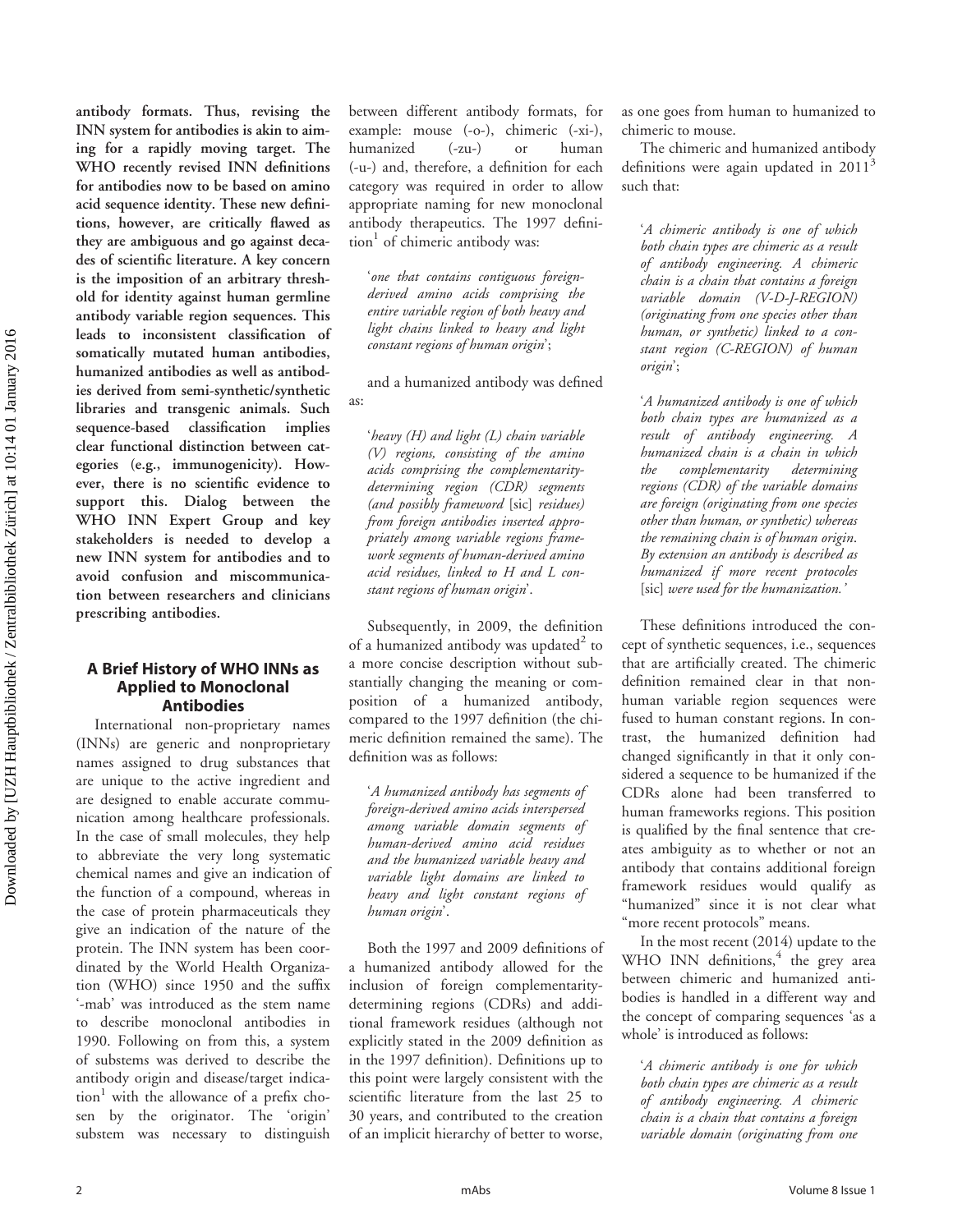**antibody formats. Thus, revising the INN system for antibodies is akin to aiming for a rapidly moving target. The WHO recently revised INN definitions for antibodies now to be based on amino acid sequence identity. These new definitions, however, are critically flawed as they are ambiguous and go against decades of scientific literature. A key concern is the imposition of an arbitrary threshold for identity against human germline antibody variable region sequences. This leads to inconsistent classification of somatically mutated human antibodies, humanized antibodies as well as antibodies derived from semi-synthetic/synthetic libraries and transgenic animals. Such sequence-based classification implies clear functional distinction between categories (e.g., immunogenicity). However, there is no scientific evidence to support this. Dialog between the WHO INN Expert Group and key stakeholders is needed to develop a new INN system for antibodies and to avoid confusion and miscommunication between researchers and clinicians prescribing antibodies.**

## A Brief History of WHO INNs as Applied to Monoclonal Antibodies

International non-proprietary names (INNs) are generic and nonproprietary names assigned to drug substances that are unique to the active ingredient and are designed to enable accurate communication among healthcare professionals. In the case of small molecules, they help to abbreviate the very long systematic chemical names and give an indication of the function of a compound, whereas in the case of protein pharmaceuticals they give an indication of the nature of the protein. The INN system has been coordinated by the World Health Organization (WHO) since 1950 and the suffix '-mab' was introduced as the stem name to describe monoclonal antibodies in 1990. Following on from this, a system of substems was derived to describe the antibody origin and disease/target indication[1] with the allowance of a prefix chosen by the originator. The 'origin' substem was necessary to distinguish between different antibody formats, for example: mouse (-o-), chimeric (-xi-), humanized (-zu-) or human (-u-) and, therefore, a definition for each category was required in order to allow appropriate naming for new monoclonal antibody therapeutics. The 1997 definition[1] of chimeric antibody was:

> '*one that contains contiguous foreign-derived amino acids comprising the entire variable region of both heavy and light chains linked to heavy and light constant regions of human origin*';

and a humanized antibody was defined as:

> '*heavy (H) and light (L) chain variable (V) regions, consisting of the amino acids comprising the complementarity-determining region (CDR) segments (and possibly frameword* [sic] *residues) from foreign antibodies inserted appropriately among variable regions framework segments of human-derived amino acid residues, linked to H and L constant regions of human origin*'.

Subsequently, in 2009, the definition of a humanized antibody was updated[2] to a more concise description without substantially changing the meaning or composition of a humanized antibody, compared to the 1997 definition (the chimeric definition remained the same). The definition was as follows:

> '*A humanized antibody has segments of foreign-derived amino acids interspersed among variable domain segments of human-derived amino acid residues and the humanized variable heavy and variable light domains are linked to heavy and light constant regions of human origin*'.

Both the 1997 and 2009 definitions of a humanized antibody allowed for the inclusion of foreign complementarity-determining regions (CDRs) and additional framework residues (although not explicitly stated in the 2009 definition as in the 1997 definition). Definitions up to this point were largely consistent with the scientific literature from the last 25 to 30 years, and contributed to the creation of an implicit hierarchy of better to worse, as one goes from human to humanized to chimeric to mouse.

The chimeric and humanized antibody definitions were again updated in 2011[3] such that:

> '*A chimeric antibody is one of which both chain types are chimeric as a result of antibody engineering. A chimeric chain is a chain that contains a foreign variable domain (V-D-J-REGION) (originating from one species other than human, or synthetic) linked to a constant region (C-REGION) of human origin*';

> '*A humanized antibody is one of which both chain types are humanized as a result of antibody engineering. A humanized chain is a chain in which the complementarity determining regions (CDR) of the variable domains are foreign (originating from one species other than human, or synthetic) whereas the remaining chain is of human origin. By extension an antibody is described as humanized if more recent protocoles* [sic] *were used for the humanization.'*

These definitions introduced the concept of synthetic sequences, i.e., sequences that are artificially created. The chimeric definition remained clear in that non-human variable region sequences were fused to human constant regions. In contrast, the humanized definition had changed significantly in that it only considered a sequence to be humanized if the CDRs alone had been transferred to human frameworks regions. This position is qualified by the final sentence that creates ambiguity as to whether or not an antibody that contains additional foreign framework residues would qualify as "humanized" since it is not clear what "more recent protocols" means.

In the most recent (2014) update to the WHO INN definitions,[4] the grey area between chimeric and humanized antibodies is handled in a different way and the concept of comparing sequences 'as a whole' is introduced as follows:

> '*A chimeric antibody is one for which both chain types are chimeric as a result of antibody engineering. A chimeric chain is a chain that contains a foreign variable domain (originating from one*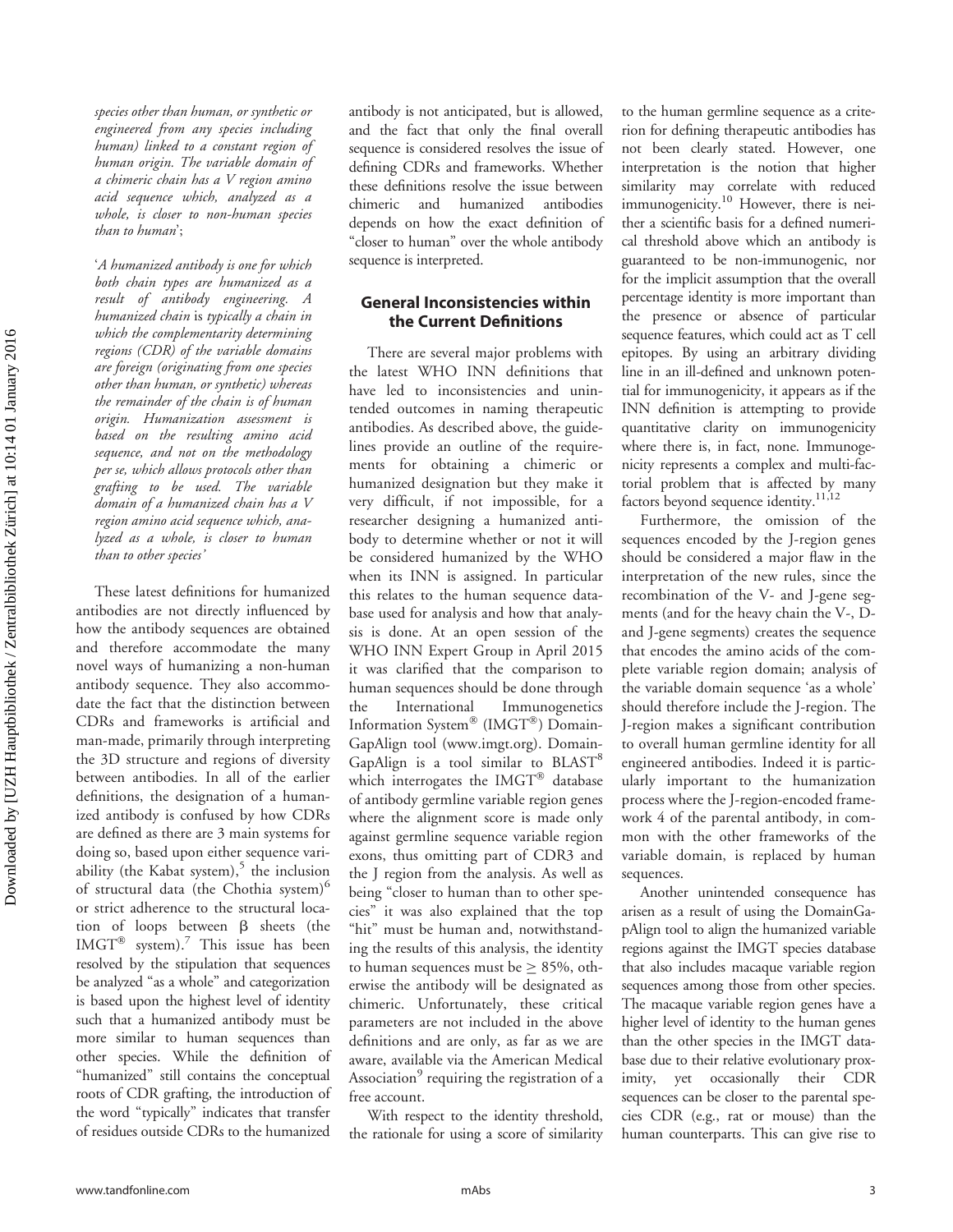*species other than human, or synthetic or engineered from any species including human) linked to a constant region of human origin. The variable domain of a chimeric chain has a V region amino acid sequence which, analyzed as a whole, is closer to non-human species than to human*';

'*A humanized antibody is one for which both chain types are humanized as a result of antibody engineering. A humanized chain* is *typically a chain in which the complementarity determining regions (CDR) of the variable domains are foreign (originating from one species other than human, or synthetic) whereas the remainder of the chain is of human origin. Humanization assessment is based on the resulting amino acid sequence, and not on the methodology per se, which allows protocols other than grafting to be used. The variable domain of a humanized chain has a V region amino acid sequence which, analyzed as a whole, is closer to human than to other species*'

These latest definitions for humanized antibodies are not directly influenced by how the antibody sequences are obtained and therefore accommodate the many novel ways of humanizing a non-human antibody sequence. They also accommodate the fact that the distinction between CDRs and frameworks is artificial and man-made, primarily through interpreting the 3D structure and regions of diversity between antibodies. In all of the earlier definitions, the designation of a humanized antibody is confused by how CDRs are defined as there are 3 main systems for doing so, based upon either sequence variability (the Kabat system),[5] the inclusion of structural data (the Chothia system)[6] or strict adherence to the structural location of loops between β sheets (the IMGT® system).[7] This issue has been resolved by the stipulation that sequences be analyzed "as a whole" and categorization is based upon the highest level of identity such that a humanized antibody must be more similar to human sequences than other species. While the definition of "humanized" still contains the conceptual roots of CDR grafting, the introduction of the word "typically" indicates that transfer of residues outside CDRs to the humanized antibody is not anticipated, but is allowed, and the fact that only the final overall sequence is considered resolves the issue of defining CDRs and frameworks. Whether these definitions resolve the issue between chimeric and humanized antibodies depends on how the exact definition of "closer to human" over the whole antibody sequence is interpreted.

## General Inconsistencies within the Current Definitions

There are several major problems with the latest WHO INN definitions that have led to inconsistencies and unintended outcomes in naming therapeutic antibodies. As described above, the guidelines provide an outline of the requirements for obtaining a chimeric or humanized designation but they make it very difficult, if not impossible, for a researcher designing a humanized antibody to determine whether or not it will be considered humanized by the WHO when its INN is assigned. In particular this relates to the human sequence database used for analysis and how that analysis is done. At an open session of the WHO INN Expert Group in April 2015 it was clarified that the comparison to human sequences should be done through the International Immunogenetics Information System® (IMGT®) Domain-GapAlign tool (www.imgt.org). DomainGapAlign is a tool similar to BLAST[8] which interrogates the IMGT® database of antibody germline variable region genes where the alignment score is made only against germline sequence variable region exons, thus omitting part of CDR3 and the J region from the analysis. As well as being "closer to human than to other species" it was also explained that the top "hit" must be human and, notwithstanding the results of this analysis, the identity to human sequences must be ≥ 85%, otherwise the antibody will be designated as chimeric. Unfortunately, these critical parameters are not included in the above definitions and are only, as far as we are aware, available via the American Medical Association[9] requiring the registration of a free account.

With respect to the identity threshold, the rationale for using a score of similarity to the human germline sequence as a criterion for defining therapeutic antibodies has not been clearly stated. However, one interpretation is the notion that higher similarity may correlate with reduced immunogenicity.[10] However, there is neither a scientific basis for a defined numerical threshold above which an antibody is guaranteed to be non-immunogenic, nor for the implicit assumption that the overall percentage identity is more important than the presence or absence of particular sequence features, which could act as T cell epitopes. By using an arbitrary dividing line in an ill-defined and unknown potential for immunogenicity, it appears as if the INN definition is attempting to provide quantitative clarity on immunogenicity where there is, in fact, none. Immunogenicity represents a complex and multi-factorial problem that is affected by many factors beyond sequence identity.[11,12]

Furthermore, the omission of the sequences encoded by the J-region genes should be considered a major flaw in the interpretation of the new rules, since the recombination of the V- and J-gene segments (and for the heavy chain the V-, D- and J-gene segments) creates the sequence that encodes the amino acids of the complete variable region domain; analysis of the variable domain sequence 'as a whole' should therefore include the J-region. The J-region makes a significant contribution to overall human germline identity for all engineered antibodies. Indeed it is particularly important to the humanization process where the J-region-encoded framework 4 of the parental antibody, in common with the other frameworks of the variable domain, is replaced by human sequences.

Another unintended consequence has arisen as a result of using the DomainGapAlign tool to align the humanized variable regions against the IMGT species database that also includes macaque variable region sequences among those from other species. The macaque variable region genes have a higher level of identity to the human genes than the other species in the IMGT database due to their relative evolutionary proximity, yet occasionally their CDR sequences can be closer to the parental species CDR (e.g., rat or mouse) than the human counterparts. This can give rise to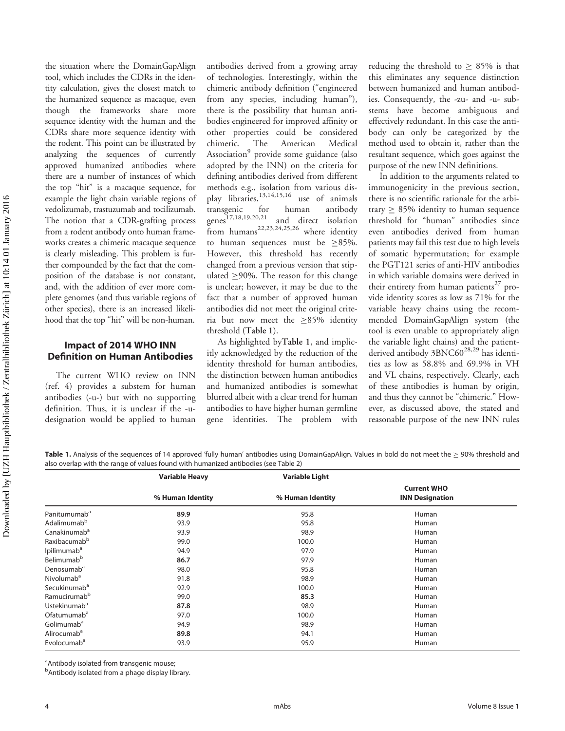the situation where the DomainGapAlign tool, which includes the CDRs in the identity calculation, gives the closest match to the humanized sequence as macaque, even though the frameworks share more sequence identity with the human and the CDRs share more sequence identity with the rodent. This point can be illustrated by analyzing the sequences of currently approved humanized antibodies where there are a number of instances of which the top "hit" is a macaque sequence, for example the light chain variable regions of vedolizumab, trastuzumab and tocilizumab. The notion that a CDR-grafting process from a rodent antibody onto human frameworks creates a chimeric macaque sequence is clearly misleading. This problem is further compounded by the fact that the composition of the database is not constant, and, with the addition of ever more complete genomes (and thus variable regions of other species), there is an increased likelihood that the top "hit" will be non-human.

## Impact of 2014 WHO INN Definition on Human Antibodies

The current WHO review on INN (ref. 4) provides a substem for human antibodies (-u-) but with no supporting definition. Thus, it is unclear if the -u- designation would be applied to human antibodies derived from a growing array of technologies. Interestingly, within the chimeric antibody definition ("engineered from any species, including human"), there is the possibility that human antibodies engineered for improved affinity or other properties could be considered chimeric. The American Medical Association[9] provide some guidance (also adopted by the INN) on the criteria for defining antibodies derived from different methods e.g., isolation from various display libraries,[13,14,15,16] use of animals transgenic for human antibody genes[17,18,19,20,21] and direct isolation from humans[22,23,24,25,26] where identity to human sequences must be $\geq$85%. However, this threshold has recently changed from a previous version that stipulated $\geq$90%. The reason for this change is unclear; however, it may be due to the fact that a number of approved human antibodies did not meet the original criteria but now meet the $\geq$85% identity threshold (**Table 1**).

As highlighted by **Table 1**, and implicitly acknowledged by the reduction of the identity threshold for human antibodies, the distinction between human antibodies and humanized antibodies is somewhat blurred albeit with a clear trend for human antibodies to have higher human germline gene identities. The problem with reducing the threshold to $\geq$ 85% is that this eliminates any sequence distinction between humanized and human antibodies. Consequently, the -zu- and -u- substems have become ambiguous and effectively redundant. In this case the antibody can only be categorized by the method used to obtain it, rather than the resultant sequence, which goes against the purpose of the new INN definitions.

In addition to the arguments related to immunogenicity in the previous section, there is no scientific rationale for the arbitrary $\geq$ 85% identity to human sequence threshold for "human" antibodies since even antibodies derived from human patients may fail this test due to high levels of somatic hypermutation; for example the PGT121 series of anti-HIV antibodies in which variable domains were derived in their entirety from human patients[27] provide identity scores as low as 71% for the variable heavy chains using the recommended DomainGapAlign system (the tool is even unable to appropriately align the variable light chains) and the patient-derived antibody 3BNC60[28,29] has identities as low as 58.8% and 69.9% in VH and VL chains, respectively. Clearly, each of these antibodies is human by origin, and thus they cannot be "chimeric." However, as discussed above, the stated and reasonable purpose of the new INN rules

**Table 1.** Analysis of the sequences of 14 approved 'fully human' antibodies using DomainGapAlign. Values in bold do not meet the $\geq$ 90% threshold and also overlap with the range of values found with humanized antibodies (see Table 2)

| | Variable Heavy | Variable Light | |
|---|---|---|---|
| | % Human Identity | % Human Identity | Current WHO INN Designation |
| Panitumumab[a] | **89.9** | 95.8 | Human |
| Adalimumab[b] | 93.9 | 95.8 | Human |
| Canakinumab[a] | 93.9 | 98.9 | Human |
| Raxibacumab[b] | 99.0 | 100.0 | Human |
| Ipilimumab[a] | 94.9 | 97.9 | Human |
| Belimumab[b] | **86.7** | 97.9 | Human |
| Denosumab[a] | 98.0 | 95.8 | Human |
| Nivolumab[a] | 91.8 | 98.9 | Human |
| Secukinumab[a] | 92.9 | 100.0 | Human |
| Ramucirumab[b] | 99.0 | **85.3** | Human |
| Ustekinumab[a] | **87.8** | 98.9 | Human |
| Ofatumumab[a] | 97.0 | 100.0 | Human |
| Golimumab[a] | 94.9 | 98.9 | Human |
| Alirocumab[a] | **89.8** | 94.1 | Human |
| Evolocumab[a] | 93.9 | 95.9 | Human |

[a]Antibody isolated from transgenic mouse;
[b]Antibody isolated from a phage display library.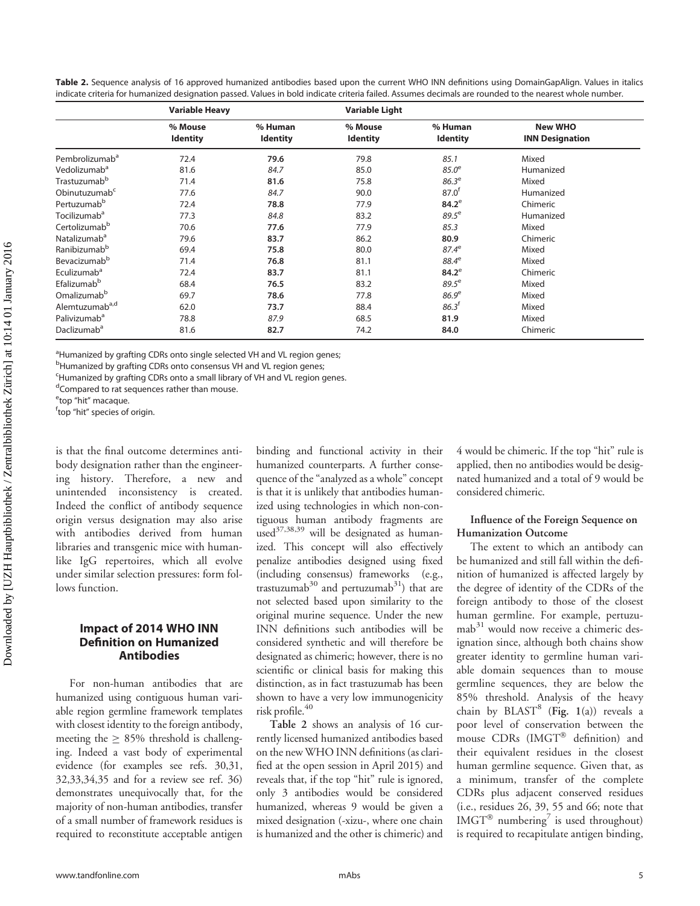**Table 2.** Sequence analysis of 16 approved humanized antibodies based upon the current WHO INN definitions using DomainGapAlign. Values in italics indicate criteria for humanized designation passed. Values in bold indicate criteria failed. Assumes decimals are rounded to the nearest whole number.

| | Variable Heavy | | Variable Light | | |
|---|---|---|---|---|---|
| | % Mouse Identity | % Human Identity | % Mouse Identity | % Human Identity | New WHO INN Designation |
| Pembrolizumab[a] | 72.4 | **79.6** | 79.8 | *85.1* | Mixed |
| Vedolizumab[a] | 81.6 | *84.7* | 85.0 | *85.0*[e] | Humanized |
| Trastuzumab[b] | 71.4 | **81.6** | 75.8 | *86.3*[e] | Mixed |
| Obinutuzumab[c] | 77.6 | *84.7* | 90.0 | *87.0*[f] | Humanized |
| Pertuzumab[b] | 72.4 | **78.8** | 77.9 | **84.2**[e] | Chimeric |
| Tocilizumab[a] | 77.3 | *84.8* | 83.2 | *89.5*[e] | Humanized |
| Certolizumab[b] | 70.6 | **77.6** | 77.9 | *85.3* | Mixed |
| Natalizumab[a] | 79.6 | **83.7** | 86.2 | **80.9** | Chimeric |
| Ranibizumab[b] | 69.4 | **75.8** | 80.0 | *87.4*[e] | Mixed |
| Bevacizumab[b] | 71.4 | **76.8** | 81.1 | *88.4*[e] | Mixed |
| Eculizumab[a] | 72.4 | **83.7** | 81.1 | **84.2**[e] | Chimeric |
| Efalizumab[b] | 68.4 | **76.5** | 83.2 | *89.5*[e] | Mixed |
| Omalizumab[b] | 69.7 | **78.6** | 77.8 | *86.9*[e] | Mixed |
| Alemtuzumab[a,d] | 62.0 | **73.7** | 88.4 | *86.3*[f] | Mixed |
| Palivizumab[a] | 78.8 | *87.9* | 68.5 | **81.9** | Mixed |
| Daclizumab[a] | 81.6 | **82.7** | 74.2 | **84.0** | Chimeric |

[a]Humanized by grafting CDRs onto single selected VH and VL region genes;
[b]Humanized by grafting CDRs onto consensus VH and VL region genes;
[c]Humanized by grafting CDRs onto a small library of VH and VL region genes.
[d]Compared to rat sequences rather than mouse.
[e]top "hit" macaque.
[f]top "hit" species of origin.

is that the final outcome determines antibody designation rather than the engineering history. Therefore, a new and unintended inconsistency is created. Indeed the conflict of antibody sequence origin versus designation may also arise with antibodies derived from human libraries and transgenic mice with human-like IgG repertoires, which all evolve under similar selection pressures: form follows function.

## Impact of 2014 WHO INN Definition on Humanized Antibodies

For non-human antibodies that are humanized using contiguous human variable region germline framework templates with closest identity to the foreign antibody, meeting the ≥ 85% threshold is challenging. Indeed a vast body of experimental evidence (for examples see refs. 30,31, 32,33,34,35 and for a review see ref. 36) demonstrates unequivocally that, for the majority of non-human antibodies, transfer of a small number of framework residues is required to reconstitute acceptable antigen binding and functional activity in their humanized counterparts. A further consequence of the "analyzed as a whole" concept is that it is unlikely that antibodies humanized using technologies in which non-contiguous human antibody fragments are used[37,38,39] will be designated as humanized. This concept will also effectively penalize antibodies designed using fixed (including consensus) frameworks (e.g., trastuzumab[30] and pertuzumab[31]) that are not selected based upon similarity to the original murine sequence. Under the new INN definitions such antibodies will be considered synthetic and will therefore be designated as chimeric; however, there is no scientific or clinical basis for making this distinction, as in fact trastuzumab has been shown to have a very low immunogenicity risk profile.[40]

**Table 2** shows an analysis of 16 currently licensed humanized antibodies based on the new WHO INN definitions (as clarified at the open session in April 2015) and reveals that, if the top "hit" rule is ignored, only 3 antibodies would be considered humanized, whereas 9 would be given a mixed designation (-xizu-, where one chain is humanized and the other is chimeric) and 4 would be chimeric. If the top "hit" rule is applied, then no antibodies would be designated humanized and a total of 9 would be considered chimeric.

### Influence of the Foreign Sequence on Humanization Outcome

The extent to which an antibody can be humanized and still fall within the definition of humanized is affected largely by the degree of identity of the CDRs of the foreign antibody to those of the closest human germline. For example, pertuzumab[31] would now receive a chimeric designation since, although both chains show greater identity to germline human variable domain sequences than to mouse germline sequences, they are below the 85% threshold. Analysis of the heavy chain by BLAST[8] (**Fig. 1**(a)) reveals a poor level of conservation between the mouse CDRs (IMGT® definition) and their equivalent residues in the closest human germline sequence. Given that, as a minimum, transfer of the complete CDRs plus adjacent conserved residues (i.e., residues 26, 39, 55 and 66; note that IMGT® numbering[7] is used throughout) is required to recapitulate antigen binding,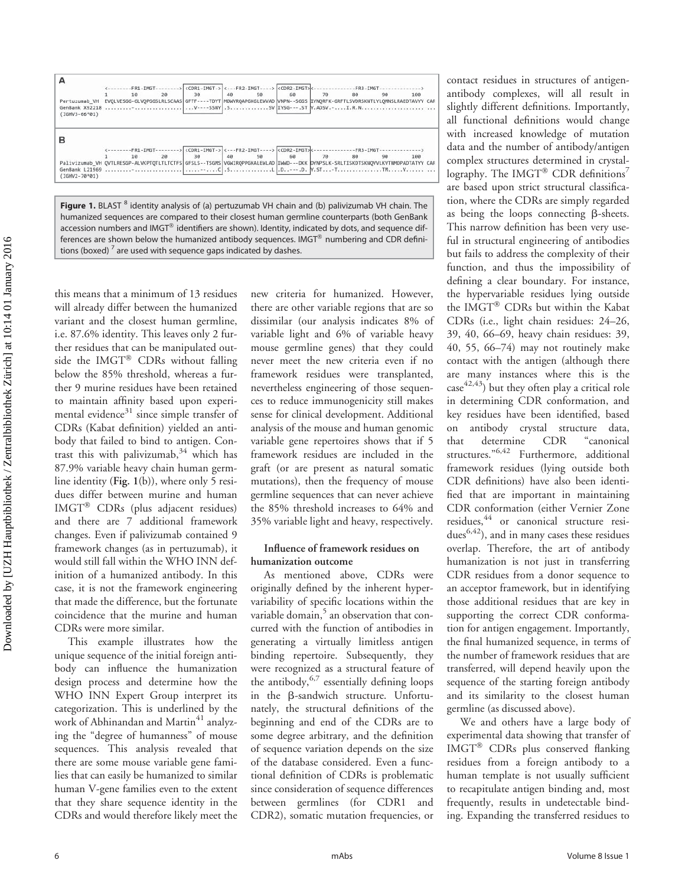**A**

```
              <--------FR1-IMGT--------> <CDR1-IMGT-> <---FR2-IMGT----> <CDR2-IMGT><---------------FR3-IMGT--------------->
              1         10        20         30        40        50        60        70        80        90        100
Pertuzumab_VH  EVQLVESGG-GLVQPGGSLRLSCAAS GFTF----TDYT MDWVRQAPGKGLEWVAD VNPN--SGGS IYNQRFK-GRFTLSVDRSKNTLYLQMNSLRAEDTAVYY CAR
GenBank X92218 .........-................ ...V----SSNY .S..............SV IYSG---.ST Y.ADSV.-....I.R.N..................... ...
(IGHV3-66*01)
```

**B**

```
              <--------FR1-IMGT--------> <CDR1-IMGT-> <---FR2-IMGT----> <CDR2-IMGT><---------------FR3-IMGT--------------->
              1         10        20         30        40        50        60        70        80        90        100
Palivizumab_VH QVTLRESGP-ALVKPTQTLTLTCTFS GFSLS--TSGMS VGWIRQPPGKALEWLAD IWWD---DKK DYNPSLK-SRLTISKDTSKNQVVLKVTNMDPADTATYY CAR
GenBank L21969 .........-................ .....--....C .S..............L .D..---.D. Y.ST....-T..............TM.....V...... ...
(IGHV2-70*01)
```

**Figure 1.** BLAST [8] identity analysis of (a) pertuzumab VH chain and (b) palivizumab VH chain. The humanized sequences are compared to their closest human germline counterparts (both GenBank accession numbers and IMGT® identifiers are shown). Identity, indicated by dots, and sequence differences are shown below the humanized antibody sequences. IMGT® numbering and CDR definitions (boxed) [7] are used with sequence gaps indicated by dashes.

this means that a minimum of 13 residues will already differ between the humanized variant and the closest human germline, i.e. 87.6% identity. This leaves only 2 further residues that can be manipulated outside the IMGT® CDRs without falling below the 85% threshold, whereas a further 9 murine residues have been retained to maintain affinity based upon experimental evidence[31] since simple transfer of CDRs (Kabat definition) yielded an antibody that failed to bind to antigen. Contrast this with palivizumab,[34] which has 87.9% variable heavy chain human germline identity (**Fig. 1**(b)), where only 5 residues differ between murine and human IMGT® CDRs (plus adjacent residues) and there are 7 additional framework changes. Even if palivizumab contained 9 framework changes (as in pertuzumab), it would still fall within the WHO INN definition of a humanized antibody. In this case, it is not the framework engineering that made the difference, but the fortunate coincidence that the murine and human CDRs were more similar.

This example illustrates how the unique sequence of the initial foreign antibody can influence the humanization design process and determine how the WHO INN Expert Group interpret its categorization. This is underlined by the work of Abhinandan and Martin[41] analyzing the "degree of humanness" of mouse sequences. This analysis revealed that there are some mouse variable gene families that can easily be humanized to similar human V-gene families even to the extent that they share sequence identity in the CDRs and would therefore likely meet the new criteria for humanized. However, there are other variable regions that are so dissimilar (our analysis indicates 8% of variable light and 6% of variable heavy mouse germline genes) that they could never meet the new criteria even if no framework residues were transplanted, nevertheless engineering of those sequences to reduce immunogenicity still makes sense for clinical development. Additional analysis of the mouse and human genomic variable gene repertoires shows that if 5 framework residues are included in the graft (or are present as natural somatic mutations), then the frequency of mouse germline sequences that can never achieve the 85% threshold increases to 64% and 35% variable light and heavy, respectively.

### Influence of framework residues on humanization outcome

As mentioned above, CDRs were originally defined by the inherent hypervariability of specific locations within the variable domain,[5] an observation that concurred with the function of antibodies in generating a virtually limitless antigen binding repertoire. Subsequently, they were recognized as a structural feature of the antibody,[6,7] essentially defining loops in the β-sandwich structure. Unfortunately, the structural definitions of the beginning and end of the CDRs are to some degree arbitrary, and the definition of sequence variation depends on the size of the database considered. Even a functional definition of CDRs is problematic since consideration of sequence differences between germlines (for CDR1 and CDR2), somatic mutation frequencies, or contact residues in structures of antigen-antibody complexes, will all result in slightly different definitions. Importantly, all functional definitions would change with increased knowledge of mutation data and the number of antibody/antigen complex structures determined in crystallography. The IMGT® CDR definitions[7] are based upon strict structural classification, where the CDRs are simply regarded as being the loops connecting β-sheets. This narrow definition has been very useful in structural engineering of antibodies but fails to address the complexity of their function, and thus the impossibility of defining a clear boundary. For instance, the hypervariable residues lying outside the IMGT® CDRs but within the Kabat CDRs (i.e., light chain residues: 24–26, 39, 40, 66–69, heavy chain residues: 39, 40, 55, 66–74) may not routinely make contact with the antigen (although there are many instances where this is the case[42,43]) but they often play a critical role in determining CDR conformation, and key residues have been identified, based on antibody crystal structure data, that determine CDR "canonical structures."[6,42] Furthermore, additional framework residues (lying outside both CDR definitions) have also been identified that are important in maintaining CDR conformation (either Vernier Zone residues,[44] or canonical structure residues[6,42]), and in many cases these residues overlap. Therefore, the art of antibody humanization is not just in transferring CDR residues from a donor sequence to an acceptor framework, but in identifying those additional residues that are key in supporting the correct CDR conformation for antigen engagement. Importantly, the final humanized sequence, in terms of the number of framework residues that are transferred, will depend heavily upon the sequence of the starting foreign antibody and its similarity to the closest human germline (as discussed above).

We and others have a large body of experimental data showing that transfer of IMGT® CDRs plus conserved flanking residues from a foreign antibody to a human template is not usually sufficient to recapitulate antigen binding and, most frequently, results in undetectable binding. Expanding the transferred residues to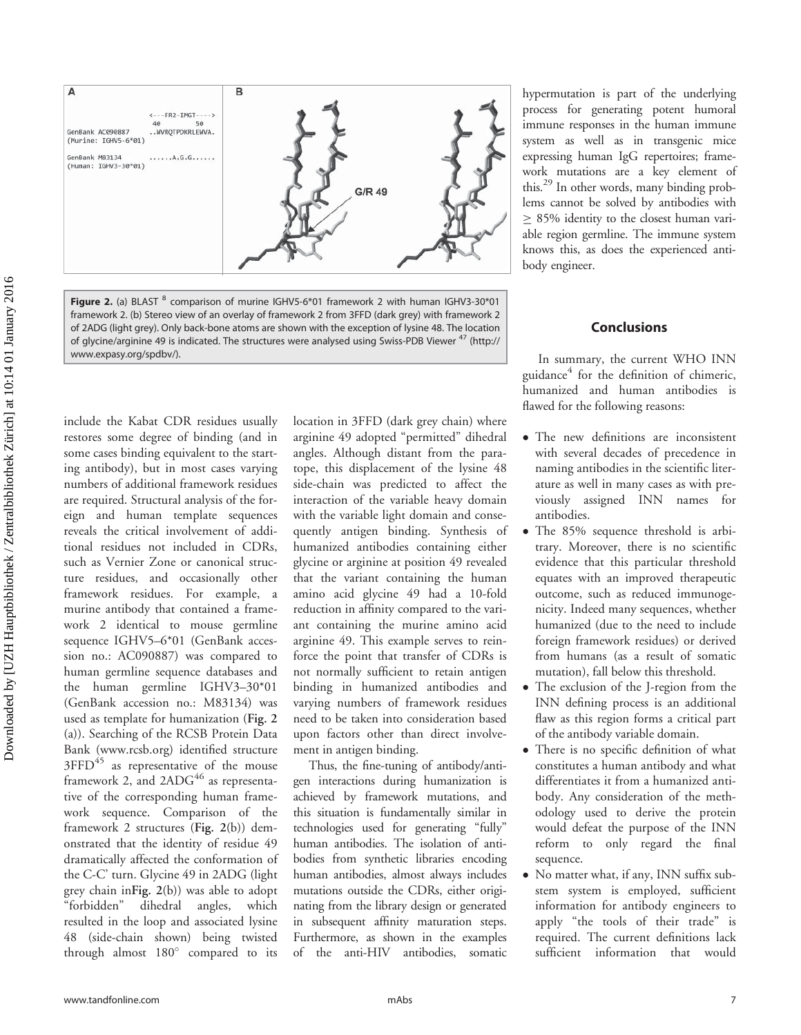**Figure 2.** (a) BLAST [8] comparison of murine IGHV5-6*01 framework 2 with human IGHV3-30*01 framework 2. (b) Stereo view of an overlay of framework 2 from 3FFD (dark grey) with framework 2 of 2ADG (light grey). Only back-bone atoms are shown with the exception of lysine 48. The location of glycine/arginine 49 is indicated. The structures were analysed using Swiss-PDB Viewer [47] (http://www.expasy.org/spdbv/).

include the Kabat CDR residues usually restores some degree of binding (and in some cases binding equivalent to the starting antibody), but in most cases varying numbers of additional framework residues are required. Structural analysis of the foreign and human template sequences reveals the critical involvement of additional residues not included in CDRs, such as Vernier Zone or canonical structure residues, and occasionally other framework residues. For example, a murine antibody that contained a framework 2 identical to mouse germline sequence IGHV5–6*01 (GenBank accession no.: AC090887) was compared to human germline sequence databases and the human germline IGHV3–30*01 (GenBank accession no.: M83134) was used as template for humanization (**Fig. 2** (a)). Searching of the RCSB Protein Data Bank (www.rcsb.org) identified structure 3FFD[45] as representative of the mouse framework 2, and 2ADG[46] as representative of the corresponding human framework sequence. Comparison of the framework 2 structures (**Fig. 2**(b)) demonstrated that the identity of residue 49 dramatically affected the conformation of the C-C' turn. Glycine 49 in 2ADG (light grey chain in**Fig. 2**(b)) was able to adopt "forbidden" dihedral angles, which resulted in the loop and associated lysine 48 (side-chain shown) being twisted through almost 180° compared to its location in 3FFD (dark grey chain) where arginine 49 adopted "permitted" dihedral angles. Although distant from the paratope, this displacement of the lysine 48 side-chain was predicted to affect the interaction of the variable heavy domain with the variable light domain and consequently antigen binding. Synthesis of humanized antibodies containing either glycine or arginine at position 49 revealed that the variant containing the human amino acid glycine 49 had a 10-fold reduction in affinity compared to the variant containing the murine amino acid arginine 49. This example serves to reinforce the point that transfer of CDRs is not normally sufficient to retain antigen binding in humanized antibodies and varying numbers of framework residues need to be taken into consideration based upon factors other than direct involvement in antigen binding.

Thus, the fine-tuning of antibody/antigen interactions during humanization is achieved by framework mutations, and this situation is fundamentally similar in technologies used for generating "fully" human antibodies. The isolation of antibodies from synthetic libraries encoding human antibodies, almost always includes mutations outside the CDRs, either originating from the library design or generated in subsequent affinity maturation steps. Furthermore, as shown in the examples of the anti-HIV antibodies, somatic hypermutation is part of the underlying process for generating potent humoral immune responses in the human immune system as well as in transgenic mice expressing human IgG repertoires; framework mutations are a key element of this.[29] In other words, many binding problems cannot be solved by antibodies with ≥ 85% identity to the closest human variable region germline. The immune system knows this, as does the experienced antibody engineer.

## Conclusions

In summary, the current WHO INN guidance[4] for the definition of chimeric, humanized and human antibodies is flawed for the following reasons:

- The new definitions are inconsistent with several decades of precedence in naming antibodies in the scientific literature as well in many cases as with previously assigned INN names for antibodies.
- The 85% sequence threshold is arbitrary. Moreover, there is no scientific evidence that this particular threshold equates with an improved therapeutic outcome, such as reduced immunogenicity. Indeed many sequences, whether humanized (due to the need to include foreign framework residues) or derived from humans (as a result of somatic mutation), fall below this threshold.
- The exclusion of the J-region from the INN defining process is an additional flaw as this region forms a critical part of the antibody variable domain.
- There is no specific definition of what constitutes a human antibody and what differentiates it from a humanized antibody. Any consideration of the methodology used to derive the protein would defeat the purpose of the INN reform to only regard the final sequence.
- No matter what, if any, INN suffix substem system is employed, sufficient information for antibody engineers to apply "the tools of their trade" is required. The current definitions lack sufficient information that would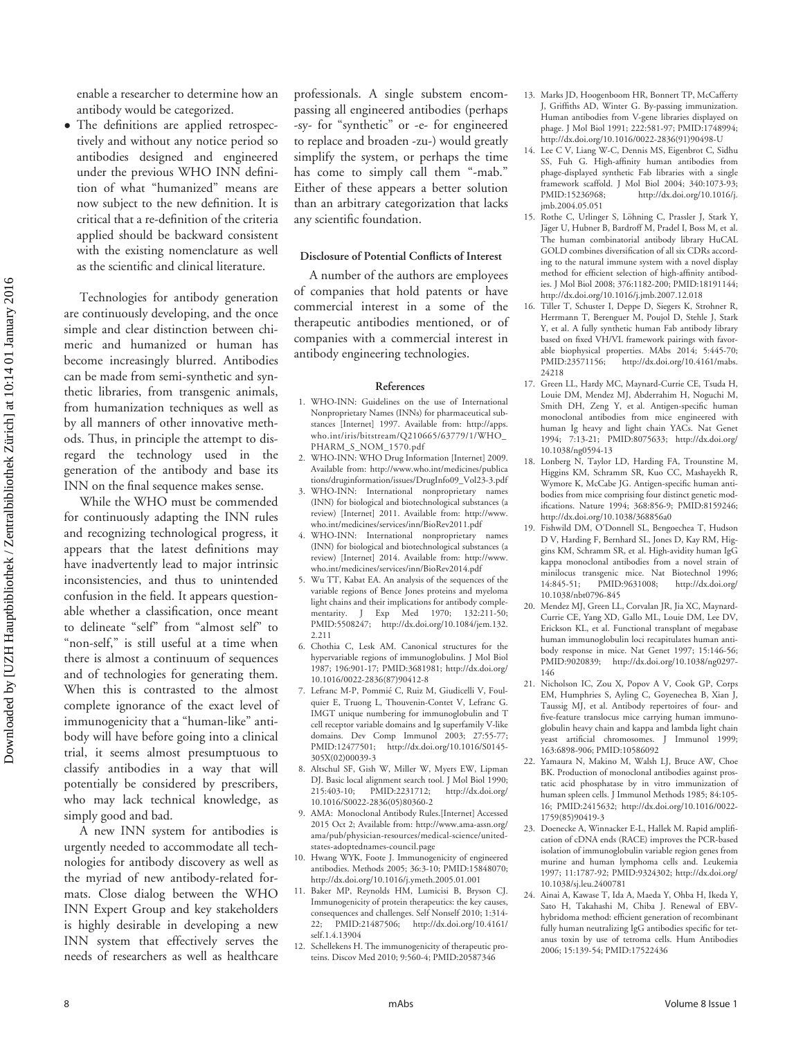enable a researcher to determine how an antibody would be categorized.

- The definitions are applied retrospectively and without any notice period so antibodies designed and engineered under the previous WHO INN definition of what "humanized" means are now subject to the new definition. It is critical that a re-definition of the criteria applied should be backward consistent with the existing nomenclature as well as the scientific and clinical literature.

Technologies for antibody generation are continuously developing, and the once simple and clear distinction between chimeric and humanized or human has become increasingly blurred. Antibodies can be made from semi-synthetic and synthetic libraries, from transgenic animals, from humanization techniques as well as by all manners of other innovative methods. Thus, in principle the attempt to disregard the technology used in the generation of the antibody and base its INN on the final sequence makes sense.

While the WHO must be commended for continuously adapting the INN rules and recognizing technological progress, it appears that the latest definitions may have inadvertently lead to major intrinsic inconsistencies, and thus to unintended confusion in the field. It appears questionable whether a classification, once meant to delineate "self" from "almost self" to "non-self," is still useful at a time when there is almost a continuum of sequences and of technologies for generating them. When this is contrasted to the almost complete ignorance of the exact level of immunogenicity that a "human-like" antibody will have before going into a clinical trial, it seems almost presumptuous to classify antibodies in a way that will potentially be considered by prescribers, who may lack technical knowledge, as simply good and bad.

A new INN system for antibodies is urgently needed to accommodate all technologies for antibody discovery as well as the myriad of new antibody-related formats. Close dialog between the WHO INN Expert Group and key stakeholders is highly desirable in developing a new INN system that effectively serves the needs of researchers as well as healthcare professionals. A single substem encompassing all engineered antibodies (perhaps -sy- for "synthetic" or -e- for engineered to replace and broaden -zu-) would greatly simplify the system, or perhaps the time has come to simply call them "-mab." Either of these appears a better solution than an arbitrary categorization that lacks any scientific foundation.

#### Disclosure of Potential Conflicts of Interest

A number of the authors are employees of companies that hold patents or have commercial interest in a some of the therapeutic antibodies mentioned, or of companies with a commercial interest in antibody engineering technologies.

#### References

1. WHO-INN: Guidelines on the use of International Nonproprietary Names (INNs) for pharmaceutical substances [Internet] 1997. Available from: http://apps.who.int/iris/bitstream/Q210665/63779/1/WHO_PHARM_S_NOM_1570.pdf
2. WHO-INN: WHO Drug Information [Internet] 2009. Available from: http://www.who.int/medicines/publications/druginformation/issues/DrugInfo09_Vol23-3.pdf
3. WHO-INN: International nonproprietary names (INN) for biological and biotechnological substances (a review) [Internet] 2011. Available from: http://www.who.int/medicines/services/inn/BioRev2011.pdf
4. WHO-INN: International nonproprietary names (INN) for biological and biotechnological substances (a review) [Internet] 2014. Available from: http://www.who.int/medicines/services/inn/BioRev2014.pdf
5. Wu TT, Kabat EA. An analysis of the sequences of the variable regions of Bence Jones proteins and myeloma light chains and their implications for antibody complementarity. J Exp Med 1970; 132:211-50; PMID:5508247; http://dx.doi.org/10.1084/jem.132.2.211
6. Chothia C, Lesk AM. Canonical structures for the hypervariable regions of immunoglobulins. J Mol Biol 1987; 196:901-17; PMID:3681981; http://dx.doi.org/10.1016/0022-2836(87)90412-8
7. Lefranc M-P, Pommié C, Ruiz M, Giudicelli V, Foulquier E, Truong L, Thouvenin-Contet V, Lefranc G. IMGT unique numbering for immunoglobulin and T cell receptor variable domains and Ig superfamily V-like domains. Dev Comp Immunol 2003; 27:55-77; PMID:12477501; http://dx.doi.org/10.1016/S0145-305X(02)00039-3
8. Altschul SF, Gish W, Miller W, Myers EW, Lipman DJ. Basic local alignment search tool. J Mol Biol 1990; 215:403-10; PMID:2231712; http://dx.doi.org/10.1016/S0022-2836(05)80360-2
9. AMA: Monoclonal Antibody Rules.[Internet] Accessed 2015 Oct 2; Available from: http://www.ama-assn.org/ama/pub/physician-resources/medical-science/united-states-adoptednames-council.page
10. Hwang WYK, Foote J. Immunogenicity of engineered antibodies. Methods 2005; 36:3-10; PMID:15848070; http://dx.doi.org/10.1016/j.ymeth.2005.01.001
11. Baker MP, Reynolds HM, Lumicisi B, Bryson CJ. Immunogenicity of protein therapeutics: the key causes, consequences and challenges. Self Nonself 2010; 1:314-22; PMID:21487506; http://dx.doi.org/10.4161/self.1.4.13904
12. Schellekens H. The immunogenicity of therapeutic proteins. Discov Med 2010; 9:560-4; PMID:20587346
13. Marks JD, Hoogenboom HR, Bonnert TP, McCafferty J, Griffiths AD, Winter G. By-passing immunization. Human antibodies from V-gene libraries displayed on phage. J Mol Biol 1991; 222:581-97; PMID:1748994; http://dx.doi.org/10.1016/0022-2836(91)90498-U
14. Lee C V, Liang W-C, Dennis MS, Eigenbrot C, Sidhu SS, Fuh G. High-affinity human antibodies from phage-displayed synthetic Fab libraries with a single framework scaffold. J Mol Biol 2004; 340:1073-93; PMID:15236968; http://dx.doi.org/10.1016/j.jmb.2004.05.051
15. Rothe C, Urlinger S, Löhning C, Prassler J, Stark Y, Jäger U, Hubner B, Bardroff M, Pradel I, Boss M, et al. The human combinatorial antibody library HuCAL GOLD combines diversification of all six CDRs according to the natural immune system with a novel display method for efficient selection of high-affinity antibodies. J Mol Biol 2008; 376:1182-200; PMID:18191144; http://dx.doi.org/10.1016/j.jmb.2007.12.018
16. Tiller T, Schuster I, Deppe D, Siegers K, Strohner R, Herrmann T, Berenguer M, Poujol D, Stehle J, Stark Y, et al. A fully synthetic human Fab antibody library based on fixed VH/VL framework pairings with favorable biophysical properties. MAbs 2014; 5:445-70; PMID:23571156; http://dx.doi.org/10.4161/mabs.24218
17. Green LL, Hardy MC, Maynard-Currie CE, Tsuda H, Louie DM, Mendez MJ, Abderrahim H, Noguchi M, Smith DH, Zeng Y, et al. Antigen-specific human monoclonal antibodies from mice engineered with human Ig heavy and light chain YACs. Nat Genet 1994; 7:13-21; PMID:8075633; http://dx.doi.org/10.1038/ng0594-13
18. Lonberg N, Taylor LD, Harding FA, Trounstine M, Higgins KM, Schramm SR, Kuo CC, Mashayekh R, Wymore K, McCabe JG. Antigen-specific human antibodies from mice comprising four distinct genetic modifications. Nature 1994; 368:856-9; PMID:8159246; http://dx.doi.org/10.1038/368856a0
19. Fishwild DM, O'Donnell SL, Bengoechea T, Hudson D V, Harding F, Bernhard SL, Jones D, Kay RM, Higgins KM, Schramm SR, et al. High-avidity human IgG kappa monoclonal antibodies from a novel strain of minilocus transgenic mice. Nat Biotechnol 1996; 14:845-51; PMID:9631008; http://dx.doi.org/10.1038/nbt0796-845
20. Mendez MJ, Green LL, Corvalan JR, Jia XC, Maynard-Currie CE, Yang XD, Gallo ML, Louie DM, Lee DV, Erickson KL, et al. Functional transplant of megabase human immunoglobulin loci recapitulates human antibody response in mice. Nat Genet 1997; 15:146-56; PMID:9020839; http://dx.doi.org/10.1038/ng0297-146
21. Nicholson IC, Zou X, Popov A V, Cook GP, Corps EM, Humphries S, Ayling C, Goyenechea B, Xian J, Taussig MJ, et al. Antibody repertoires of four- and five-feature translocus mice carrying human immunoglobulin heavy chain and kappa and lambda light chain yeast artificial chromosomes. J Immunol 1999; 163:6898-906; PMID:10586092
22. Yamaura N, Makino M, Walsh LJ, Bruce AW, Choe BK. Production of monoclonal antibodies against prostatic acid phosphatase by in vitro immunization of human spleen cells. J Immunol Methods 1985; 84:105-16; PMID:2415632; http://dx.doi.org/10.1016/0022-1759(85)90419-3
23. Doenecke A, Winnacker E-L, Hallek M. Rapid amplification of cDNA ends (RACE) improves the PCR-based isolation of immunoglobulin variable region genes from murine and human lymphoma cells and. Leukemia 1997; 11:1787-92; PMID:9324302; http://dx.doi.org/10.1038/sj.leu.2400781
24. Ainai A, Kawase T, Ida A, Maeda Y, Ohba H, Ikeda Y, Sato H, Takahashi M, Chiba J. Renewal of EBV-hybridoma method: efficient generation of recombinant fully human neutralizing IgG antibodies specific for tetanus toxin by use of tetroma cells. Hum Antibodies 2006; 15:139-54; PMID:17522436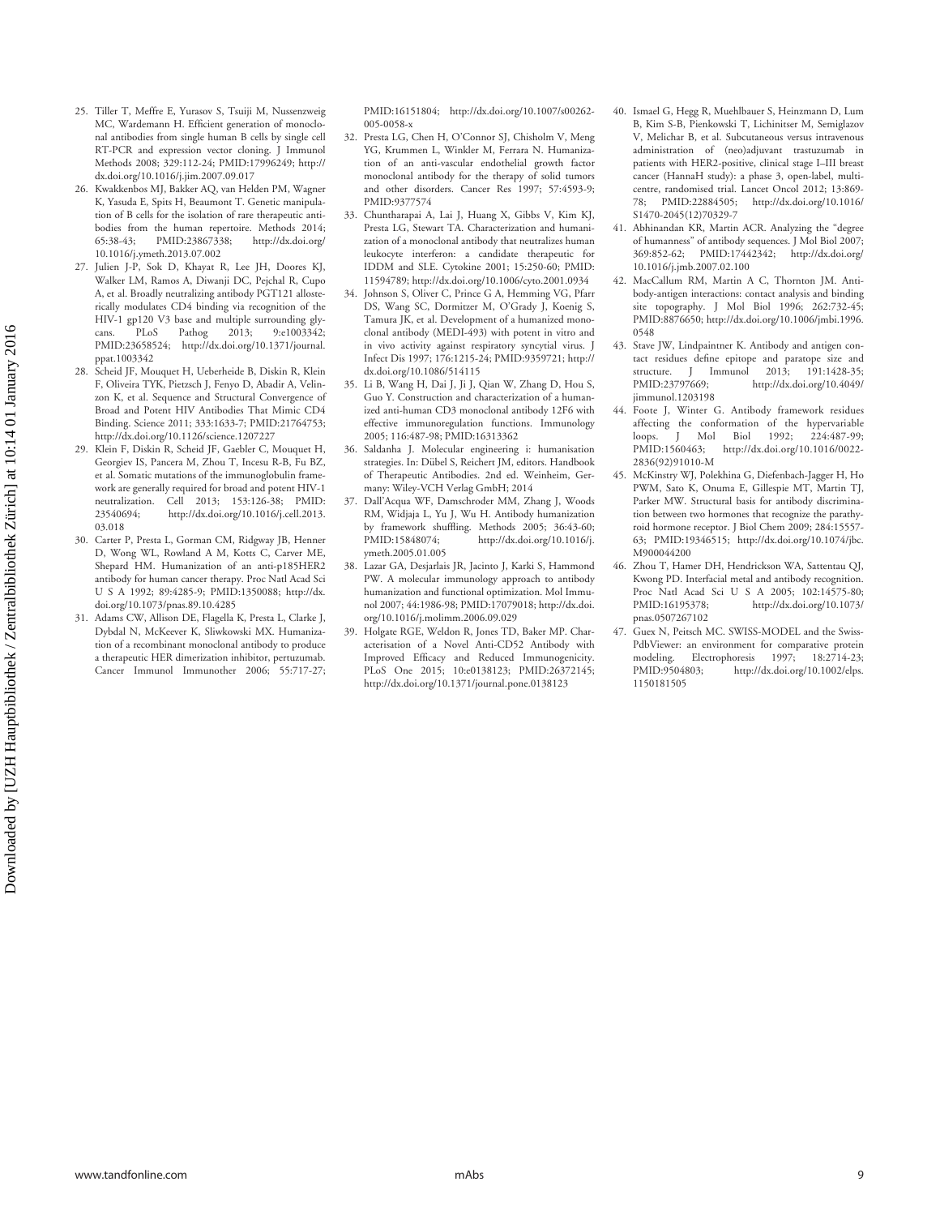25. Tiller T, Meffre E, Yurasov S, Tsuiji M, Nussenzweig MC, Wardemann H. Efficient generation of monoclonal antibodies from single human B cells by single cell RT-PCR and expression vector cloning. J Immunol Methods 2008; 329:112-24; PMID:17996249; http://dx.doi.org/10.1016/j.jim.2007.09.017
26. Kwakkenbos MJ, Bakker AQ, van Helden PM, Wagner K, Yasuda E, Spits H, Beaumont T. Genetic manipulation of B cells for the isolation of rare therapeutic antibodies from the human repertoire. Methods 2014; 65:38-43; PMID:23867338; http://dx.doi.org/10.1016/j.ymeth.2013.07.002
27. Julien J-P, Sok D, Khayat R, Lee JH, Doores KJ, Walker LM, Ramos A, Diwanji DC, Pejchal R, Cupo A, et al. Broadly neutralizing antibody PGT121 allosterically modulates CD4 binding via recognition of the HIV-1 gp120 V3 base and multiple surrounding glycans. PLoS Pathog 2013; 9:e1003342; PMID:23658524; http://dx.doi.org/10.1371/journal.ppat.1003342
28. Scheid JF, Mouquet H, Ueberheide B, Diskin R, Klein F, Oliveira TYK, Pietzsch J, Fenyo D, Abadir A, Velinzon K, et al. Sequence and Structural Convergence of Broad and Potent HIV Antibodies That Mimic CD4 Binding. Science 2011; 333:1633-7; PMID:21764753; http://dx.doi.org/10.1126/science.1207227
29. Klein F, Diskin R, Scheid JF, Gaebler C, Mouquet H, Georgiev IS, Pancera M, Zhou T, Incesu R-B, Fu BZ, et al. Somatic mutations of the immunoglobulin framework are generally required for broad and potent HIV-1 neutralization. Cell 2013; 153:126-38; PMID:23540694; http://dx.doi.org/10.1016/j.cell.2013.03.018
30. Carter P, Presta L, Gorman CM, Ridgway JB, Henner D, Wong WL, Rowland A M, Kotts C, Carver ME, Shepard HM. Humanization of an anti-p185HER2 antibody for human cancer therapy. Proc Natl Acad Sci U S A 1992; 89:4285-9; PMID:1350088; http://dx.doi.org/10.1073/pnas.89.10.4285
31. Adams CW, Allison DE, Flagella K, Presta L, Clarke J, Dybdal N, McKeever K, Sliwkowski MX. Humanization of a recombinant monoclonal antibody to produce a therapeutic HER dimerization inhibitor, pertuzumab. Cancer Immunol Immunother 2006; 55:717-27; PMID:16151804; http://dx.doi.org/10.1007/s00262-005-0058-x
32. Presta LG, Chen H, O'Connor SJ, Chisholm V, Meng YG, Krummen L, Winkler M, Ferrara N. Humanization of an anti-vascular endothelial growth factor monoclonal antibody for the therapy of solid tumors and other disorders. Cancer Res 1997; 57:4593-9; PMID:9377574
33. Chuntharapai A, Lai J, Huang X, Gibbs V, Kim KJ, Presta LG, Stewart TA. Characterization and humanization of a monoclonal antibody that neutralizes human leukocyte interferon: a candidate therapeutic for IDDM and SLE. Cytokine 2001; 15:250-60; PMID:11594789; http://dx.doi.org/10.1006/cyto.2001.0934
34. Johnson S, Oliver C, Prince G A, Hemming VG, Pfarr DS, Wang SC, Dormitzer M, O'Grady J, Koenig S, Tamura JK, et al. Development of a humanized monoclonal antibody (MEDI-493) with potent in vitro and in vivo activity against respiratory syncytial virus. J Infect Dis 1997; 176:1215-24; PMID:9359721; http://dx.doi.org/10.1086/514115
35. Li B, Wang H, Dai J, Ji J, Qian W, Zhang D, Hou S, Guo Y. Construction and characterization of a humanized anti-human CD3 monoclonal antibody 12F6 with effective immunoregulation functions. Immunology 2005; 116:487-98; PMID:16313362
36. Saldanha J. Molecular engineering i: humanisation strategies. In: Dübel S, Reichert JM, editors. Handbook of Therapeutic Antibodies. 2nd ed. Weinheim, Germany: Wiley-VCH Verlag GmbH; 2014
37. Dall'Acqua WF, Damschroder MM, Zhang J, Woods RM, Widjaja L, Yu J, Wu H. Antibody humanization by framework shuffling. Methods 2005; 36:43-60; PMID:15848074; http://dx.doi.org/10.1016/j.ymeth.2005.01.005
38. Lazar GA, Desjarlais JR, Jacinto J, Karki S, Hammond PW. A molecular immunology approach to antibody humanization and functional optimization. Mol Immunol 2007; 44:1986-98; PMID:17079018; http://dx.doi.org/10.1016/j.molimm.2006.09.029
39. Holgate RGE, Weldon R, Jones TD, Baker MP. Characterisation of a Novel Anti-CD52 Antibody with Improved Efficacy and Reduced Immunogenicity. PLoS One 2015; 10:e0138123; PMID:26372145; http://dx.doi.org/10.1371/journal.pone.0138123
40. Ismael G, Hegg R, Muehlbauer S, Heinzmann D, Lum B, Kim S-B, Pienkowski T, Lichinitser M, Semiglazov V, Melichar B, et al. Subcutaneous versus intravenous administration of (neo)adjuvant trastuzumab in patients with HER2-positive, clinical stage I–III breast cancer (HannaH study): a phase 3, open-label, multicentre, randomised trial. Lancet Oncol 2012; 13:869-78; PMID:22884505; http://dx.doi.org/10.1016/S1470-2045(12)70329-7
41. Abhinandan KR, Martin ACR. Analyzing the "degree of humanness" of antibody sequences. J Mol Biol 2007; 369:852-62; PMID:17442342; http://dx.doi.org/10.1016/j.jmb.2007.02.100
42. MacCallum RM, Martin A C, Thornton JM. Antibody-antigen interactions: contact analysis and binding site topography. J Mol Biol 1996; 262:732-45; PMID:8876650; http://dx.doi.org/10.1006/jmbi.1996.0548
43. Stave JW, Lindpaintner K. Antibody and antigen contact residues define epitope and paratope size and structure. J Immunol 2013; 191:1428-35; PMID:23797669; http://dx.doi.org/10.4049/jimmunol.1203198
44. Foote J, Winter G. Antibody framework residues affecting the conformation of the hypervariable loops. J Mol Biol 1992; 224:487-99; PMID:1560463; http://dx.doi.org/10.1016/0022-2836(92)91010-M
45. McKinstry WJ, Polekhina G, Diefenbach-Jagger H, Ho PWM, Sato K, Onuma E, Gillespie MT, Martin TJ, Parker MW. Structural basis for antibody discrimination between two hormones that recognize the parathyroid hormone receptor. J Biol Chem 2009; 284:15557-63; PMID:19346515; http://dx.doi.org/10.1074/jbc.M900044200
46. Zhou T, Hamer DH, Hendrickson WA, Sattentau QJ, Kwong PD. Interfacial metal and antibody recognition. Proc Natl Acad Sci U S A 2005; 102:14575-80; PMID:16195378; http://dx.doi.org/10.1073/pnas.0507267102
47. Guex N, Peitsch MC. SWISS-MODEL and the Swiss-PdbViewer: an environment for comparative protein modeling. Electrophoresis 1997; 18:2714-23; PMID:9504803; http://dx.doi.org/10.1002/elps.1150181505